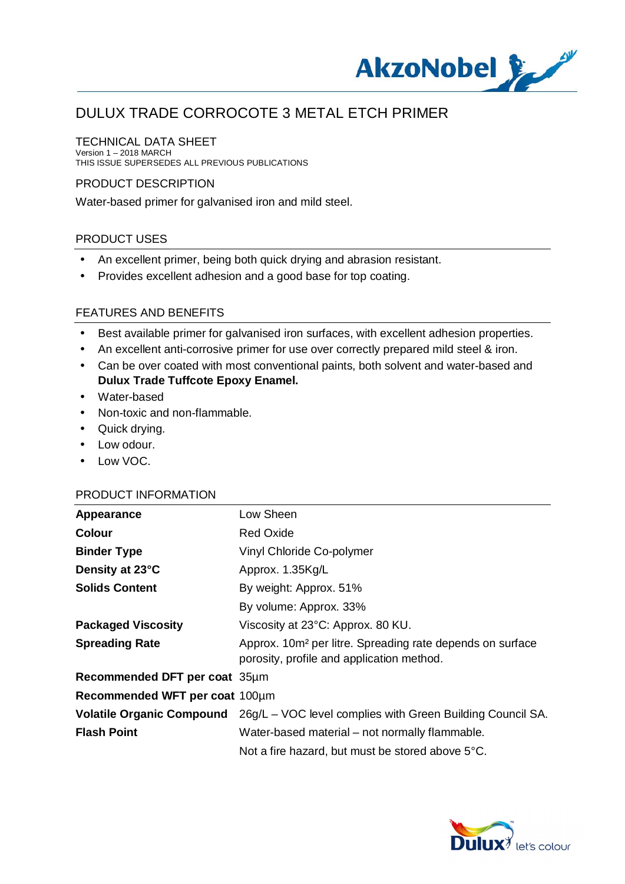# DULUX TRADE CORROCOTE 3 METAL ETCH PRIMER

## TECHNICAL DATA SHEET

Version 1 – 2018 MARCH
THIS ISSUE SUPERSEDES ALL PREVIOUS PUBLICATIONS

## PRODUCT DESCRIPTION

Water-based primer for galvanised iron and mild steel.

## PRODUCT USES

- An excellent primer, being both quick drying and abrasion resistant.
- Provides excellent adhesion and a good base for top coating.

## FEATURES AND BENEFITS

- Best available primer for galvanised iron surfaces, with excellent adhesion properties.
- An excellent anti-corrosive primer for use over correctly prepared mild steel & iron.
- Can be over coated with most conventional paints, both solvent and water-based and **Dulux Trade Tuffcote Epoxy Enamel.**
- Water-based
- Non-toxic and non-flammable.
- Quick drying.
- Low odour.
- Low VOC.

## PRODUCT INFORMATION

| | |
|---|---|
| **Appearance** | Low Sheen |
| **Colour** | Red Oxide |
| **Binder Type** | Vinyl Chloride Co-polymer |
| **Density at 23°C** | Approx. 1.35Kg/L |
| **Solids Content** | By weight: Approx. 51% |
| | By volume: Approx. 33% |
| **Packaged Viscosity** | Viscosity at 23°C: Approx. 80 KU. |
| **Spreading Rate** | Approx. 10m² per litre. Spreading rate depends on surface porosity, profile and application method. |
| **Recommended DFT per coat** | 35µm |
| **Recommended WFT per coat** | 100µm |
| **Volatile Organic Compound** | 26g/L – VOC level complies with Green Building Council SA. |
| **Flash Point** | Water-based material – not normally flammable. |
| | Not a fire hazard, but must be stored above 5°C. |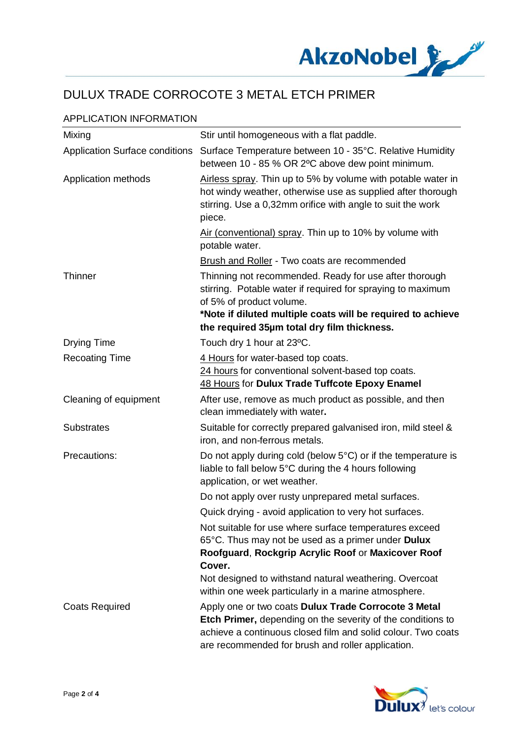# DULUX TRADE CORROCOTE 3 METAL ETCH PRIMER

## APPLICATION INFORMATION

| | |
|---|---|
| Mixing | Stir until homogeneous with a flat paddle. |
| Application Surface conditions | Surface Temperature between 10 - 35°C. Relative Humidity between 10 - 85 % OR 2ºC above dew point minimum. |
| Application methods | Airless spray. Thin up to 5% by volume with potable water in hot windy weather, otherwise use as supplied after thorough stirring. Use a 0,32mm orifice with angle to suit the work piece.<br>Air (conventional) spray. Thin up to 10% by volume with potable water.<br>Brush and Roller - Two coats are recommended |
| Thinner | Thinning not recommended. Ready for use after thorough stirring. Potable water if required for spraying to maximum of 5% of product volume.<br>**\*Note if diluted multiple coats will be required to achieve the required 35µm total dry film thickness.** |
| Drying Time | Touch dry 1 hour at 23ºC. |
| Recoating Time | 4 Hours for water-based top coats.<br>24 hours for conventional solvent-based top coats.<br>48 Hours for **Dulux Trade Tuffcote Epoxy Enamel** |
| Cleaning of equipment | After use, remove as much product as possible, and then clean immediately with water**.** |
| Substrates | Suitable for correctly prepared galvanised iron, mild steel & iron, and non-ferrous metals. |
| Precautions: | Do not apply during cold (below 5°C) or if the temperature is liable to fall below 5°C during the 4 hours following application, or wet weather.<br>Do not apply over rusty unprepared metal surfaces.<br>Quick drying - avoid application to very hot surfaces.<br>Not suitable for use where surface temperatures exceed 65°C. Thus may not be used as a primer under **Dulux Roofguard**, **Rockgrip Acrylic Roof** or **Maxicover Roof Cover.**<br>Not designed to withstand natural weathering. Overcoat within one week particularly in a marine atmosphere. |
| Coats Required | Apply one or two coats **Dulux Trade Corrocote 3 Metal Etch Primer,** depending on the severity of the conditions to achieve a continuous closed film and solid colour. Two coats are recommended for brush and roller application. |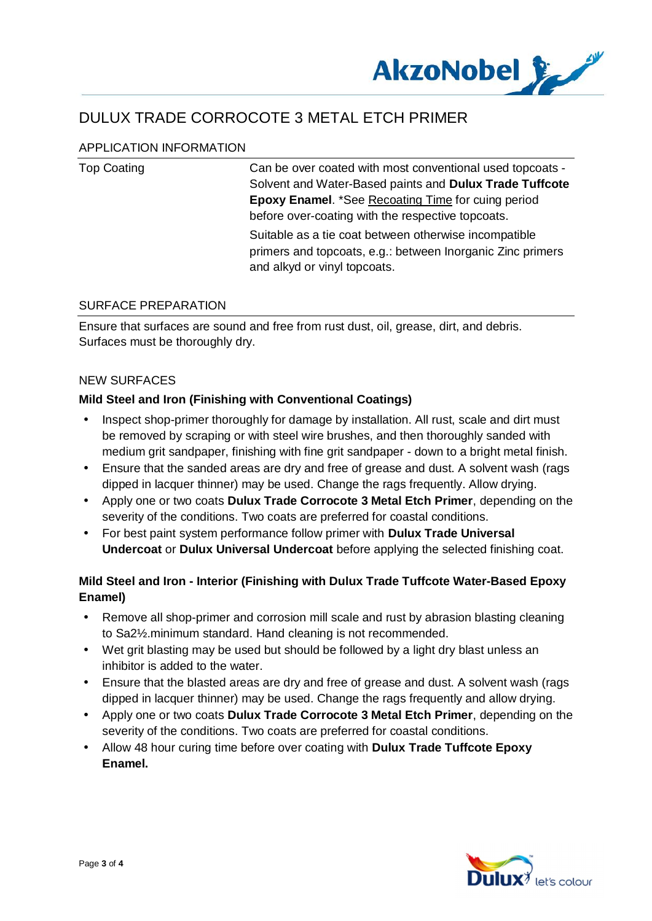# DULUX TRADE CORROCOTE 3 METAL ETCH PRIMER

## APPLICATION INFORMATION

| | |
|---|---|
| Top Coating | Can be over coated with most conventional used topcoats - Solvent and Water-Based paints and **Dulux Trade Tuffcote Epoxy Enamel**. *See Recoating Time for cuing period before over-coating with the respective topcoats.<br><br>Suitable as a tie coat between otherwise incompatible primers and topcoats, e.g.: between Inorganic Zinc primers and alkyd or vinyl topcoats. |

## SURFACE PREPARATION

Ensure that surfaces are sound and free from rust dust, oil, grease, dirt, and debris. Surfaces must be thoroughly dry.

## NEW SURFACES

### Mild Steel and Iron (Finishing with Conventional Coatings)

- Inspect shop-primer thoroughly for damage by installation. All rust, scale and dirt must be removed by scraping or with steel wire brushes, and then thoroughly sanded with medium grit sandpaper, finishing with fine grit sandpaper - down to a bright metal finish.
- Ensure that the sanded areas are dry and free of grease and dust. A solvent wash (rags dipped in lacquer thinner) may be used. Change the rags frequently. Allow drying.
- Apply one or two coats **Dulux Trade Corrocote 3 Metal Etch Primer**, depending on the severity of the conditions. Two coats are preferred for coastal conditions.
- For best paint system performance follow primer with **Dulux Trade Universal Undercoat** or **Dulux Universal Undercoat** before applying the selected finishing coat.

### Mild Steel and Iron - Interior (Finishing with Dulux Trade Tuffcote Water-Based Epoxy Enamel)

- Remove all shop-primer and corrosion mill scale and rust by abrasion blasting cleaning to Sa2½.minimum standard. Hand cleaning is not recommended.
- Wet grit blasting may be used but should be followed by a light dry blast unless an inhibitor is added to the water.
- Ensure that the blasted areas are dry and free of grease and dust. A solvent wash (rags dipped in lacquer thinner) may be used. Change the rags frequently and allow drying.
- Apply one or two coats **Dulux Trade Corrocote 3 Metal Etch Primer**, depending on the severity of the conditions. Two coats are preferred for coastal conditions.
- Allow 48 hour curing time before over coating with **Dulux Trade Tuffcote Epoxy Enamel.**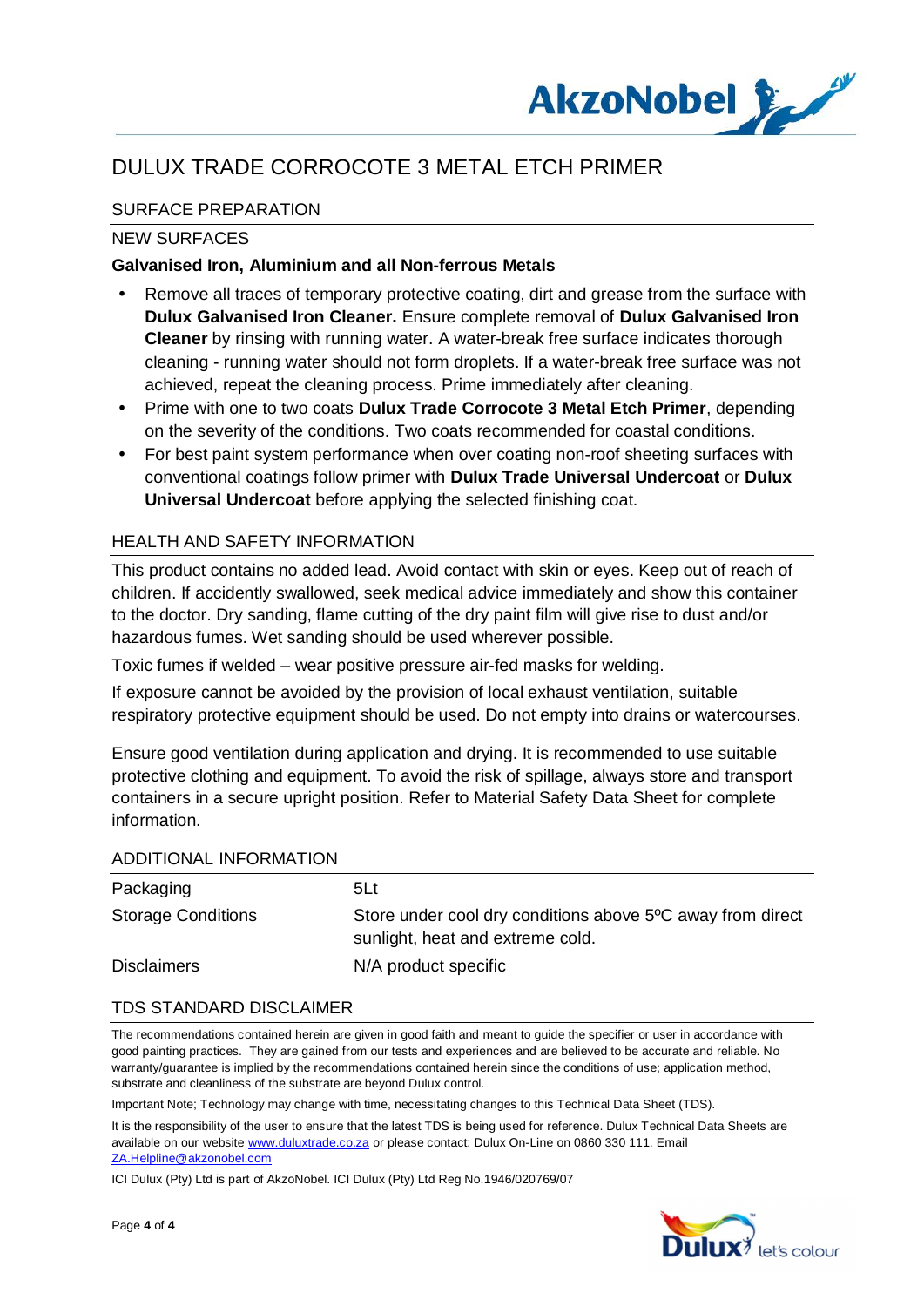# DULUX TRADE CORROCOTE 3 METAL ETCH PRIMER

## SURFACE PREPARATION

### NEW SURFACES

**Galvanised Iron, Aluminium and all Non-ferrous Metals**

- Remove all traces of temporary protective coating, dirt and grease from the surface with **Dulux Galvanised Iron Cleaner.** Ensure complete removal of **Dulux Galvanised Iron Cleaner** by rinsing with running water. A water-break free surface indicates thorough cleaning - running water should not form droplets. If a water-break free surface was not achieved, repeat the cleaning process. Prime immediately after cleaning.
- Prime with one to two coats **Dulux Trade Corrocote 3 Metal Etch Primer**, depending on the severity of the conditions. Two coats recommended for coastal conditions.
- For best paint system performance when over coating non-roof sheeting surfaces with conventional coatings follow primer with **Dulux Trade Universal Undercoat** or **Dulux Universal Undercoat** before applying the selected finishing coat.

## HEALTH AND SAFETY INFORMATION

This product contains no added lead. Avoid contact with skin or eyes. Keep out of reach of children. If accidently swallowed, seek medical advice immediately and show this container to the doctor. Dry sanding, flame cutting of the dry paint film will give rise to dust and/or hazardous fumes. Wet sanding should be used wherever possible.

Toxic fumes if welded – wear positive pressure air-fed masks for welding.

If exposure cannot be avoided by the provision of local exhaust ventilation, suitable respiratory protective equipment should be used. Do not empty into drains or watercourses.

Ensure good ventilation during application and drying. It is recommended to use suitable protective clothing and equipment. To avoid the risk of spillage, always store and transport containers in a secure upright position. Refer to Material Safety Data Sheet for complete information.

## ADDITIONAL INFORMATION

| | |
|---|---|
| Packaging | 5Lt |
| Storage Conditions | Store under cool dry conditions above 5ºC away from direct sunlight, heat and extreme cold. |
| Disclaimers | N/A product specific |

## TDS STANDARD DISCLAIMER

The recommendations contained herein are given in good faith and meant to guide the specifier or user in accordance with good painting practices. They are gained from our tests and experiences and are believed to be accurate and reliable. No warranty/guarantee is implied by the recommendations contained herein since the conditions of use; application method, substrate and cleanliness of the substrate are beyond Dulux control.

Important Note; Technology may change with time, necessitating changes to this Technical Data Sheet (TDS).

It is the responsibility of the user to ensure that the latest TDS is being used for reference. Dulux Technical Data Sheets are available on our website www.duluxtrade.co.za or please contact: Dulux On-Line on 0860 330 111. Email ZA.Helpline@akzonobel.com

ICI Dulux (Pty) Ltd is part of AkzoNobel. ICI Dulux (Pty) Ltd Reg No.1946/020769/07